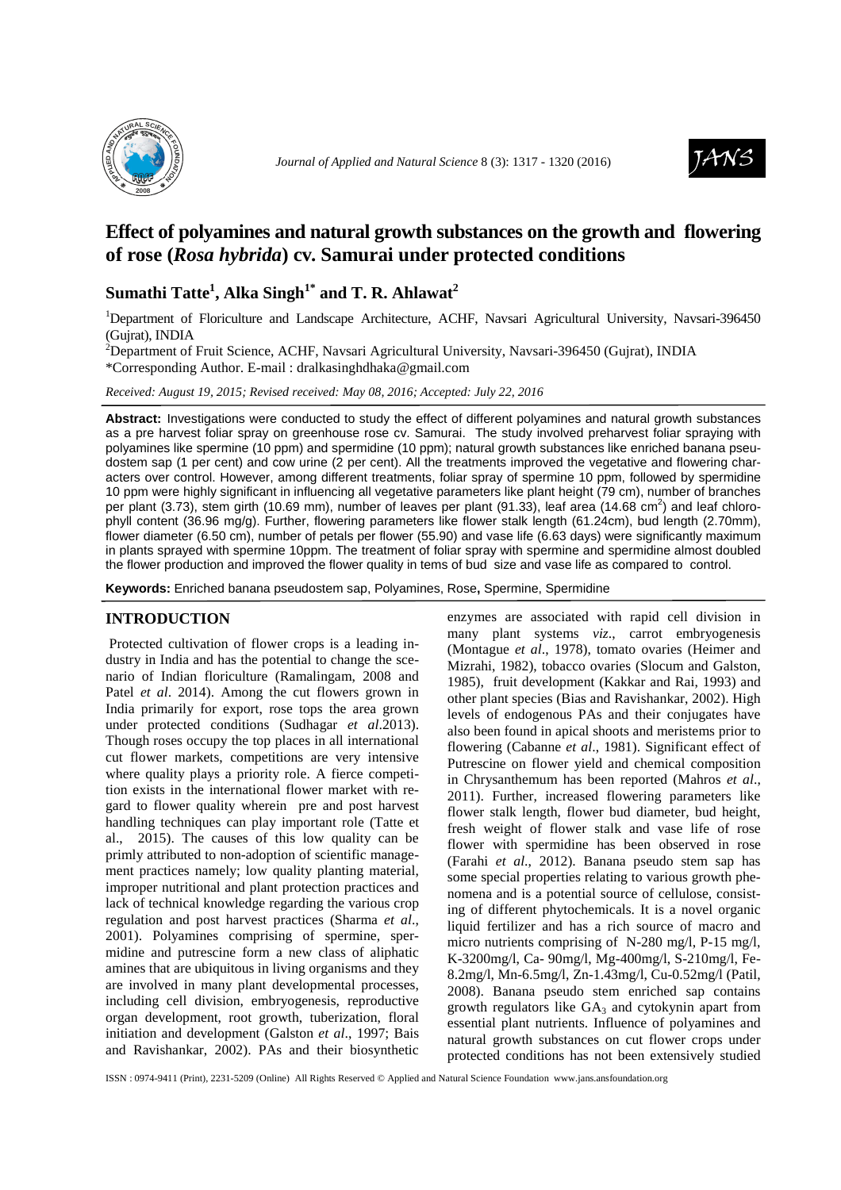# Effect of polyamines and natural growth substances on the growth and flowering of rose (*Rosa hybrida*) cv. Samurai under protected conditions

**Sumathi Tatte[1], Alka Singh[1*] and T. R. Ahlawat[2]**

[1]Department of Floriculture and Landscape Architecture, ACHF, Navsari Agricultural University, Navsari-396450 (Gujrat), INDIA

[2]Department of Fruit Science, ACHF, Navsari Agricultural University, Navsari-396450 (Gujrat), INDIA

*Corresponding Author. E-mail : dralkasinghdhaka@gmail.com

*Received: August 19, 2015; Revised received: May 08, 2016; Accepted: July 22, 2016*

**Abstract:** Investigations were conducted to study the effect of different polyamines and natural growth substances as a pre harvest foliar spray on greenhouse rose cv. Samurai. The study involved preharvest foliar spraying with polyamines like spermine (10 ppm) and spermidine (10 ppm); natural growth substances like enriched banana pseudostem sap (1 per cent) and cow urine (2 per cent). All the treatments improved the vegetative and flowering characters over control. However, among different treatments, foliar spray of spermine 10 ppm, followed by spermidine 10 ppm were highly significant in influencing all vegetative parameters like plant height (79 cm), number of branches per plant (3.73), stem girth (10.69 mm), number of leaves per plant (91.33), leaf area (14.68 $cm^2$) and leaf chlorophyll content (36.96 mg/g). Further, flowering parameters like flower stalk length (61.24cm), bud length (2.70mm), flower diameter (6.50 cm), number of petals per flower (55.90) and vase life (6.63 days) were significantly maximum in plants sprayed with spermine 10ppm. The treatment of foliar spray with spermine and spermidine almost doubled the flower production and improved the flower quality in tems of bud size and vase life as compared to control.

**Keywords:** Enriched banana pseudostem sap, Polyamines, Rose, Spermine, Spermidine

## INTRODUCTION

Protected cultivation of flower crops is a leading industry in India and has the potential to change the scenario of Indian floriculture (Ramalingam, 2008 and Patel *et al*. 2014). Among the cut flowers grown in India primarily for export, rose tops the area grown under protected conditions (Sudhagar *et al*.2013). Though roses occupy the top places in all international cut flower markets, competitions are very intensive where quality plays a priority role. A fierce competition exists in the international flower market with regard to flower quality wherein pre and post harvest handling techniques can play important role (Tatte et al., 2015). The causes of this low quality can be primly attributed to non-adoption of scientific management practices namely; low quality planting material, improper nutritional and plant protection practices and lack of technical knowledge regarding the various crop regulation and post harvest practices (Sharma *et al*., 2001). Polyamines comprising of spermine, spermidine and putrescine form a new class of aliphatic amines that are ubiquitous in living organisms and they are involved in many plant developmental processes, including cell division, embryogenesis, reproductive organ development, root growth, tuberization, floral initiation and development (Galston *et al*., 1997; Bais and Ravishankar, 2002). PAs and their biosynthetic enzymes are associated with rapid cell division in many plant systems *viz*., carrot embryogenesis (Montague *et al*., 1978), tomato ovaries (Heimer and Mizrahi, 1982), tobacco ovaries (Slocum and Galston, 1985), fruit development (Kakkar and Rai, 1993) and other plant species (Bias and Ravishankar, 2002). High levels of endogenous PAs and their conjugates have also been found in apical shoots and meristems prior to flowering (Cabanne *et al*., 1981). Significant effect of Putrescine on flower yield and chemical composition in Chrysanthemum has been reported (Mahros *et al*., 2011). Further, increased flowering parameters like flower stalk length, flower bud diameter, bud height, fresh weight of flower stalk and vase life of rose flower with spermidine has been observed in rose (Farahi *et al*., 2012). Banana pseudo stem sap has some special properties relating to various growth phenomena and is a potential source of cellulose, consisting of different phytochemicals. It is a novel organic liquid fertilizer and has a rich source of macro and micro nutrients comprising of N-280 mg/l, P-15 mg/l, K-3200mg/l, Ca- 90mg/l, Mg-400mg/l, S-210mg/l, Fe-8.2mg/l, Mn-6.5mg/l, Zn-1.43mg/l, Cu-0.52mg/l (Patil, 2008). Banana pseudo stem enriched sap contains growth regulators like $GA_3$ and cytokynin apart from essential plant nutrients. Influence of polyamines and natural growth substances on cut flower crops under protected conditions has not been extensively studied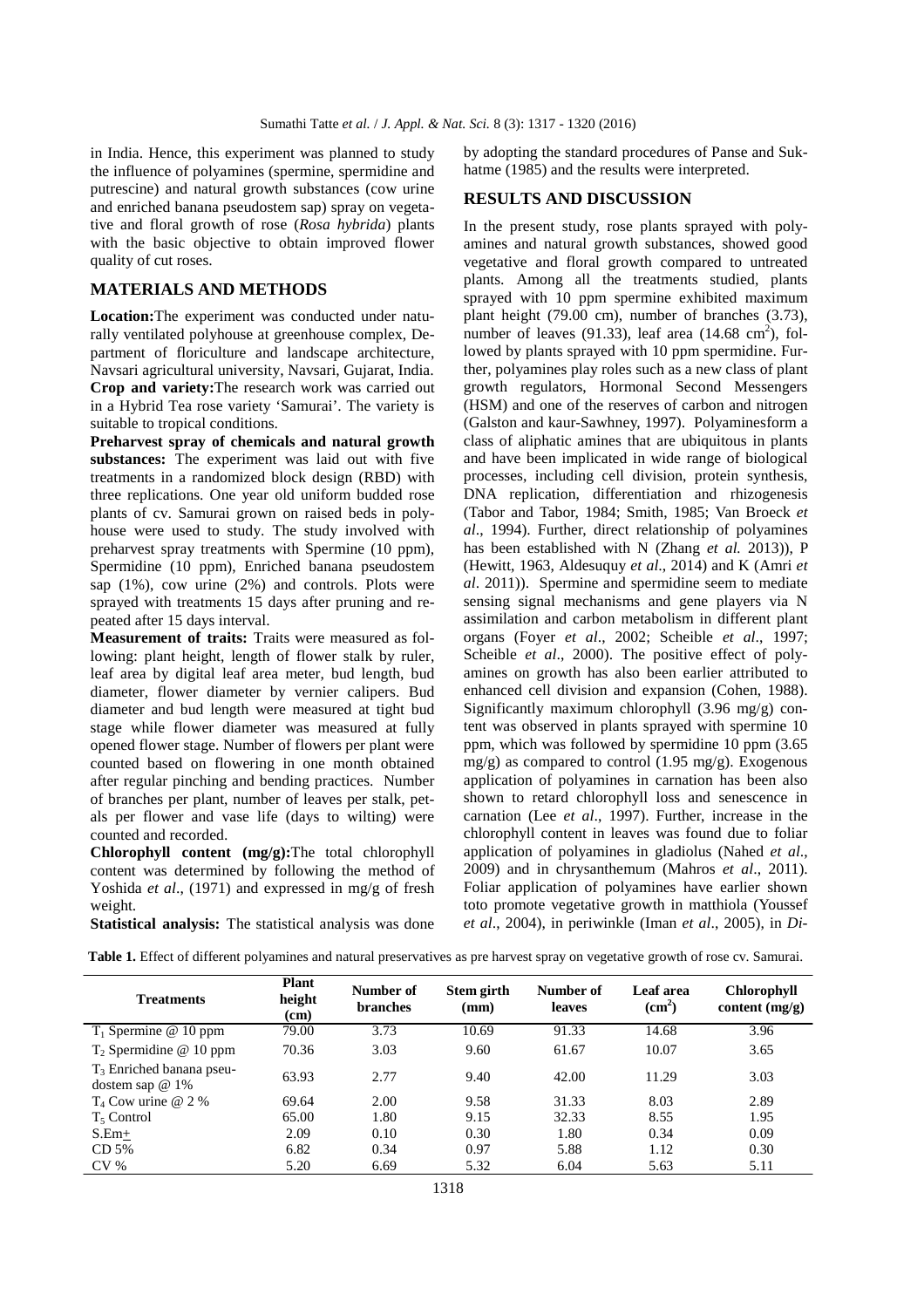in India. Hence, this experiment was planned to study the influence of polyamines (spermine, spermidine and putrescine) and natural growth substances (cow urine and enriched banana pseudostem sap) spray on vegetative and floral growth of rose (*Rosa hybrida*) plants with the basic objective to obtain improved flower quality of cut roses.

## MATERIALS AND METHODS

**Location:**The experiment was conducted under naturally ventilated polyhouse at greenhouse complex, Department of floriculture and landscape architecture, Navsari agricultural university, Navsari, Gujarat, India.

**Crop and variety:**The research work was carried out in a Hybrid Tea rose variety 'Samurai'. The variety is suitable to tropical conditions.

**Preharvest spray of chemicals and natural growth substances:** The experiment was laid out with five treatments in a randomized block design (RBD) with three replications. One year old uniform budded rose plants of cv. Samurai grown on raised beds in polyhouse were used to study. The study involved with preharvest spray treatments with Spermine (10 ppm), Spermidine (10 ppm), Enriched banana pseudostem sap (1%), cow urine (2%) and controls. Plots were sprayed with treatments 15 days after pruning and repeated after 15 days interval.

**Measurement of traits:** Traits were measured as following: plant height, length of flower stalk by ruler, leaf area by digital leaf area meter, bud length, bud diameter, flower diameter by vernier calipers. Bud diameter and bud length were measured at tight bud stage while flower diameter was measured at fully opened flower stage. Number of flowers per plant were counted based on flowering in one month obtained after regular pinching and bending practices. Number of branches per plant, number of leaves per stalk, petals per flower and vase life (days to wilting) were counted and recorded.

**Chlorophyll content (mg/g):**The total chlorophyll content was determined by following the method of Yoshida *et al*., (1971) and expressed in mg/g of fresh weight.

**Statistical analysis:** The statistical analysis was done by adopting the standard procedures of Panse and Sukhatme (1985) and the results were interpreted.

## RESULTS AND DISCUSSION

In the present study, rose plants sprayed with polyamines and natural growth substances, showed good vegetative and floral growth compared to untreated plants. Among all the treatments studied, plants sprayed with 10 ppm spermine exhibited maximum plant height (79.00 cm), number of branches (3.73), number of leaves (91.33), leaf area (14.68 $cm^2$), followed by plants sprayed with 10 ppm spermidine. Further, polyamines play roles such as a new class of plant growth regulators, Hormonal Second Messengers (HSM) and one of the reserves of carbon and nitrogen (Galston and kaur-Sawhney, 1997). Polyaminesform a class of aliphatic amines that are ubiquitous in plants and have been implicated in wide range of biological processes, including cell division, protein synthesis, DNA replication, differentiation and rhizogenesis (Tabor and Tabor, 1984; Smith, 1985; Van Broeck *et al*., 1994). Further, direct relationship of polyamines has been established with N (Zhang *et al.* 2013)), P (Hewitt, 1963, Aldesuquy *et al*., 2014) and K (Amri *et al*. 2011)). Spermine and spermidine seem to mediate sensing signal mechanisms and gene players via N assimilation and carbon metabolism in different plant organs (Foyer *et al*., 2002; Scheible *et al*., 1997; Scheible *et al*., 2000). The positive effect of polyamines on growth has also been earlier attributed to enhanced cell division and expansion (Cohen, 1988). Significantly maximum chlorophyll (3.96 mg/g) content was observed in plants sprayed with spermine 10 ppm, which was followed by spermidine 10 ppm (3.65 mg/g) as compared to control (1.95 mg/g). Exogenous application of polyamines in carnation has been also shown to retard chlorophyll loss and senescence in carnation (Lee *et al*., 1997). Further, increase in the chlorophyll content in leaves was found due to foliar application of polyamines in gladiolus (Nahed *et al*., 2009) and in chrysanthemum (Mahros *et al*., 2011). Foliar application of polyamines have earlier shown toto promote vegetative growth in matthiola (Youssef *et al*., 2004), in periwinkle (Iman *et al*., 2005), in *Di-*

**Table 1.** Effect of different polyamines and natural preservatives as pre harvest spray on vegetative growth of rose cv. Samurai.

| Treatments | Plant height (cm) | Number of branches | Stem girth (mm) | Number of leaves | Leaf area ($cm^2$) | Chlorophyll content (mg/g) |
|---|---|---|---|---|---|---|
| $T_1$ Spermine @ 10 ppm | 79.00 | 3.73 | 10.69 | 91.33 | 14.68 | 3.96 |
| $T_2$ Spermidine @ 10 ppm | 70.36 | 3.03 | 9.60 | 61.67 | 10.07 | 3.65 |
| $T_3$ Enriched banana pseudostem sap @ 1% | 63.93 | 2.77 | 9.40 | 42.00 | 11.29 | 3.03 |
| $T_4$ Cow urine @ 2 % | 69.64 | 2.00 | 9.58 | 31.33 | 8.03 | 2.89 |
| $T_5$ Control | 65.00 | 1.80 | 9.15 | 32.33 | 8.55 | 1.95 |
| S.Em± | 2.09 | 0.10 | 0.30 | 1.80 | 0.34 | 0.09 |
| CD 5% | 6.82 | 0.34 | 0.97 | 5.88 | 1.12 | 0.30 |
| CV % | 5.20 | 6.69 | 5.32 | 6.04 | 5.63 | 5.11 |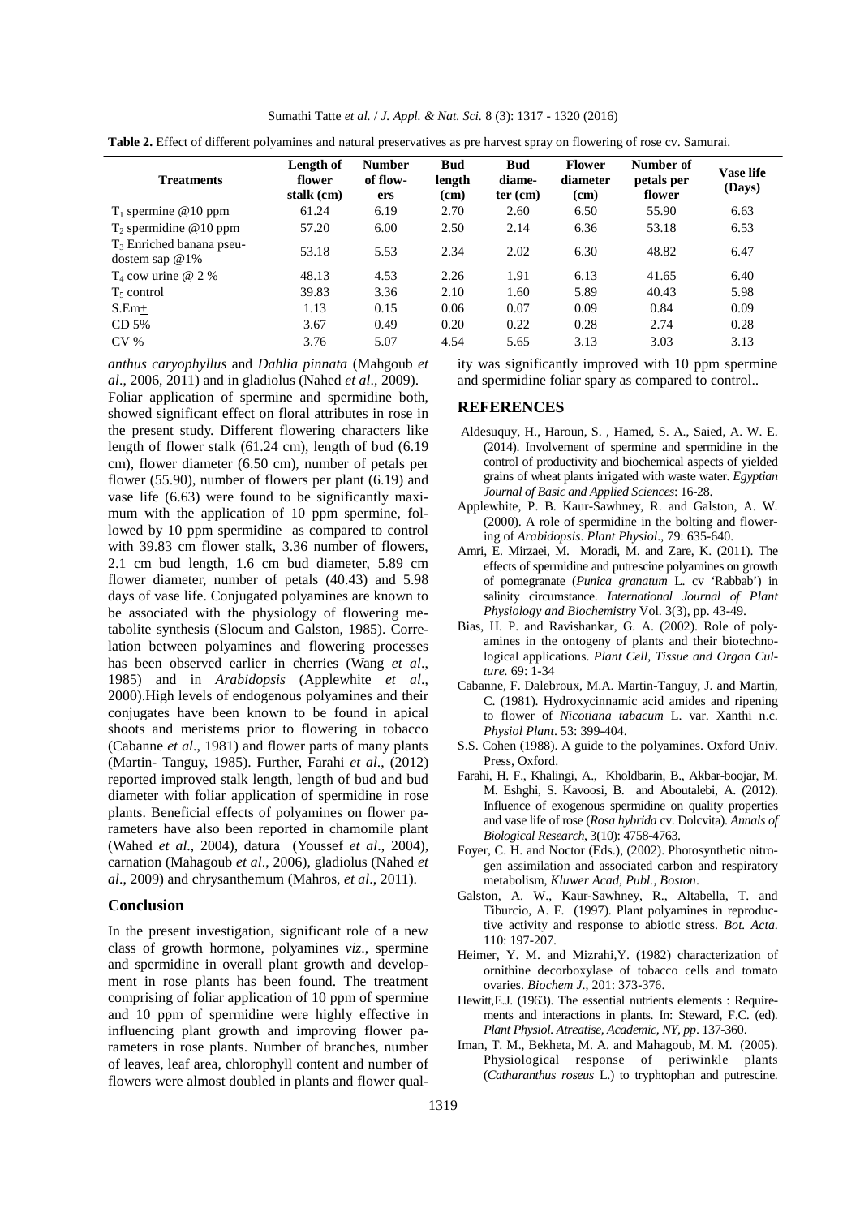**Table 2.** Effect of different polyamines and natural preservatives as pre harvest spray on flowering of rose cv. Samurai.

| Treatments | Length of flower stalk (cm) | Number of flow-ers | Bud length (cm) | Bud diame-ter (cm) | Flower diameter (cm) | Number of petals per flower | Vase life (Days) |
|---|---|---|---|---|---|---|---|
| $T_1$ spermine @10 ppm | 61.24 | 6.19 | 2.70 | 2.60 | 6.50 | 55.90 | 6.63 |
| $T_2$ spermidine @10 ppm | 57.20 | 6.00 | 2.50 | 2.14 | 6.36 | 53.18 | 6.53 |
| $T_3$ Enriched banana pseu-dostem sap @1% | 53.18 | 5.53 | 2.34 | 2.02 | 6.30 | 48.82 | 6.47 |
| $T_4$ cow urine @ 2 % | 48.13 | 4.53 | 2.26 | 1.91 | 6.13 | 41.65 | 6.40 |
| $T_5$ control | 39.83 | 3.36 | 2.10 | 1.60 | 5.89 | 40.43 | 5.98 |
| S.Em$\pm$ | 1.13 | 0.15 | 0.06 | 0.07 | 0.09 | 0.84 | 0.09 |
| CD 5% | 3.67 | 0.49 | 0.20 | 0.22 | 0.28 | 2.74 | 0.28 |
| CV % | 3.76 | 5.07 | 4.54 | 5.65 | 3.13 | 3.03 | 3.13 |

*anthus caryophyllus* and *Dahlia pinnata* (Mahgoub *et al*., 2006, 2011) and in gladiolus (Nahed *et al*., 2009).

Foliar application of spermine and spermidine both, showed significant effect on floral attributes in rose in the present study. Different flowering characters like length of flower stalk (61.24 cm), length of bud (6.19 cm), flower diameter (6.50 cm), number of petals per flower (55.90), number of flowers per plant (6.19) and vase life (6.63) were found to be significantly maximum with the application of 10 ppm spermine, followed by 10 ppm spermidine as compared to control with 39.83 cm flower stalk, 3.36 number of flowers, 2.1 cm bud length, 1.6 cm bud diameter, 5.89 cm flower diameter, number of petals (40.43) and 5.98 days of vase life. Conjugated polyamines are known to be associated with the physiology of flowering metabolite synthesis (Slocum and Galston, 1985). Correlation between polyamines and flowering processes has been observed earlier in cherries (Wang *et al*., 1985) and in *Arabidopsis* (Applewhite *et al*., 2000).High levels of endogenous polyamines and their conjugates have been known to be found in apical shoots and meristems prior to flowering in tobacco (Cabanne *et al*., 1981) and flower parts of many plants (Martin- Tanguy, 1985). Further, Farahi *et al*., (2012) reported improved stalk length, length of bud and bud diameter with foliar application of spermidine in rose plants. Beneficial effects of polyamines on flower parameters have also been reported in chamomile plant (Wahed *et al*., 2004), datura (Youssef *et al*., 2004), carnation (Mahagoub *et al*., 2006), gladiolus (Nahed *et al*., 2009) and chrysanthemum (Mahros, *et al*., 2011).

## Conclusion

In the present investigation, significant role of a new class of growth hormone, polyamines *viz*., spermine and spermidine in overall plant growth and development in rose plants has been found. The treatment comprising of foliar application of 10 ppm of spermine and 10 ppm of spermidine were highly effective in influencing plant growth and improving flower parameters in rose plants. Number of branches, number of leaves, leaf area, chlorophyll content and number of flowers were almost doubled in plants and flower quality was significantly improved with 10 ppm spermine and spermidine foliar spary as compared to control..

## REFERENCES

Aldesuquy, H., Haroun, S. , Hamed, S. A., Saied, A. W. E. (2014). Involvement of spermine and spermidine in the control of productivity and biochemical aspects of yielded grains of wheat plants irrigated with waste water. *Egyptian Journal of Basic and Applied Sciences*: 16-28.

Applewhite, P. B. Kaur-Sawhney, R. and Galston, A. W. (2000). A role of spermidine in the bolting and flowering of *Arabidopsis*. *Plant Physiol*., 79: 635-640.

Amri, E. Mirzaei, M. Moradi, M. and Zare, K. (2011). The effects of spermidine and putrescine polyamines on growth of pomegranate (*Punica granatum* L. cv 'Rabbab') in salinity circumstance. *International Journal of Plant Physiology and Biochemistry* Vol. 3(3), pp. 43-49.

Bias, H. P. and Ravishankar, G. A. (2002). Role of polyamines in the ontogeny of plants and their biotechnological applications. *Plant Cell, Tissue and Organ Culture.* 69: 1-34

Cabanne, F. Dalebroux, M.A. Martin-Tanguy, J. and Martin, C. (1981). Hydroxycinnamic acid amides and ripening to flower of *Nicotiana tabacum* L. var. Xanthi n.c. *Physiol Plant*. 53: 399-404.

S.S. Cohen (1988). A guide to the polyamines. Oxford Univ. Press, Oxford.

Farahi, H. F., Khalingi, A., Kholdbarin, B., Akbar-boojar, M. M. Eshghi, S. Kavoosi, B. and Aboutalebi, A. (2012). Influence of exogenous spermidine on quality properties and vase life of rose (*Rosa hybrida* cv. Dolcvita). *Annals of Biological Research*, 3(10): 4758-4763.

Foyer, C. H. and Noctor (Eds.), (2002). Photosynthetic nitrogen assimilation and associated carbon and respiratory metabolism, *Kluwer Acad, Publ., Boston*.

Galston, A. W., Kaur-Sawhney, R., Altabella, T. and Tiburcio, A. F. (1997). Plant polyamines in reproductive activity and response to abiotic stress. *Bot. Acta.* 110: 197-207.

Heimer, Y. M. and Mizrahi,Y. (1982) characterization of ornithine decorboxylase of tobacco cells and tomato ovaries. *Biochem J.,* 201: 373-376.

Hewitt,E.J. (1963). The essential nutrients elements : Requirements and interactions in plants. In: Steward, F.C. (ed). *Plant Physiol. Atreatise, Academic, NY, pp*. 137-360.

Iman, T. M., Bekheta, M. A. and Mahagoub, M. M. (2005). Physiological response of periwinkle plants (*Catharanthus roseus* L.) to tryphtophan and putrescine.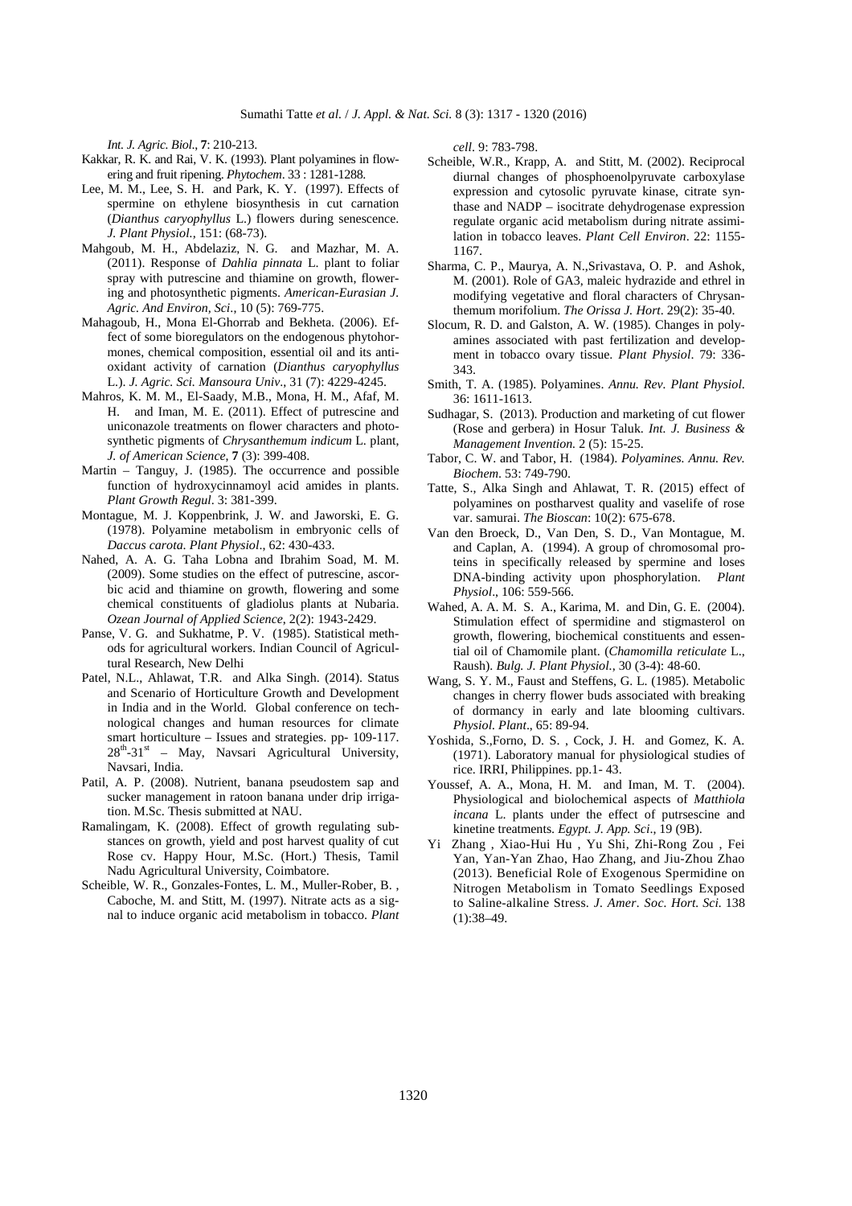*Int. J. Agric. Biol*., **7**: 210-213.

Kakkar, R. K. and Rai, V. K. (1993). Plant polyamines in flowering and fruit ripening. *Phytochem*. 33 : 1281-1288.

Lee, M. M., Lee, S. H. and Park, K. Y. (1997). Effects of spermine on ethylene biosynthesis in cut carnation (*Dianthus caryophyllus* L.) flowers during senescence. *J. Plant Physiol.*, 151: (68-73).

Mahgoub, M. H., Abdelaziz, N. G. and Mazhar, M. A. (2011). Response of *Dahlia pinnata* L. plant to foliar spray with putrescine and thiamine on growth, flowering and photosynthetic pigments. *American-Eurasian J. Agric. And Environ, Sci*., 10 (5): 769-775.

Mahagoub, H., Mona El-Ghorrab and Bekheta. (2006). Effect of some bioregulators on the endogenous phytohormones, chemical composition, essential oil and its antioxidant activity of carnation (*Dianthus caryophyllus* L.). *J. Agric. Sci. Mansoura Univ*., 31 (7): 4229-4245.

Mahros, K. M. M., El-Saady, M.B., Mona, H. M., Afaf, M. H. and Iman, M. E. (2011). Effect of putrescine and uniconazole treatments on flower characters and photosynthetic pigments of *Chrysanthemum indicum* L. plant, *J. of American Science*, **7** (3): 399-408.

Martin – Tanguy, J. (1985). The occurrence and possible function of hydroxycinnamoyl acid amides in plants. *Plant Growth Regul*. 3: 381-399.

Montague, M. J. Koppenbrink, J. W. and Jaworski, E. G. (1978). Polyamine metabolism in embryonic cells of *Daccus carota. Plant Physiol*., 62: 430-433.

Nahed, A. A. G. Taha Lobna and Ibrahim Soad, M. M. (2009). Some studies on the effect of putrescine, ascorbic acid and thiamine on growth, flowering and some chemical constituents of gladiolus plants at Nubaria. *Ozean Journal of Applied Science*, 2(2): 1943-2429.

Panse, V. G. and Sukhatme, P. V. (1985). Statistical methods for agricultural workers. Indian Council of Agricultural Research, New Delhi

Patel, N.L., Ahlawat, T.R. and Alka Singh. (2014). Status and Scenario of Horticulture Growth and Development in India and in the World. Global conference on technological changes and human resources for climate smart horticulture – Issues and strategies. pp- 109-117. $28^{th}$-$31^{st}$ – May, Navsari Agricultural University, Navsari, India.

Patil, A. P. (2008). Nutrient, banana pseudostem sap and sucker management in ratoon banana under drip irrigation. M.Sc. Thesis submitted at NAU.

Ramalingam, K. (2008). Effect of growth regulating substances on growth, yield and post harvest quality of cut Rose cv. Happy Hour, M.Sc. (Hort.) Thesis, Tamil Nadu Agricultural University, Coimbatore.

Scheible, W. R., Gonzales-Fontes, L. M., Muller-Rober, B. , Caboche, M. and Stitt, M. (1997). Nitrate acts as a signal to induce organic acid metabolism in tobacco. *Plant cell*. 9: 783-798.

Scheible, W.R., Krapp, A. and Stitt, M. (2002). Reciprocal diurnal changes of phosphoenolpyruvate carboxylase expression and cytosolic pyruvate kinase, citrate synthase and NADP – isocitrate dehydrogenase expression regulate organic acid metabolism during nitrate assimilation in tobacco leaves. *Plant Cell Environ*. 22: 1155-1167.

Sharma, C. P., Maurya, A. N.,Srivastava, O. P. and Ashok, M. (2001). Role of GA3, maleic hydrazide and ethrel in modifying vegetative and floral characters of Chrysanthemum morifolium. *The Orissa J. Hort*. 29(2): 35-40.

Slocum, R. D. and Galston, A. W. (1985). Changes in polyamines associated with past fertilization and development in tobacco ovary tissue. *Plant Physiol*. 79: 336-343.

Smith, T. A. (1985). Polyamines. *Annu. Rev. Plant Physiol*. 36: 1611-1613.

Sudhagar, S. (2013). Production and marketing of cut flower (Rose and gerbera) in Hosur Taluk. *Int. J. Business & Management Invention.* 2 (5): 15-25.

Tabor, C. W. and Tabor, H. (1984). *Polyamines. Annu. Rev. Biochem*. 53: 749-790.

Tatte, S., Alka Singh and Ahlawat, T. R. (2015) effect of polyamines on postharvest quality and vaselife of rose var. samurai. *The Bioscan*: 10(2): 675-678.

Van den Broeck, D., Van Den, S. D., Van Montague, M. and Caplan, A. (1994). A group of chromosomal proteins in specifically released by spermine and loses DNA-binding activity upon phosphorylation. *Plant Physiol*., 106: 559-566.

Wahed, A. A. M. S. A., Karima, M. and Din, G. E. (2004). Stimulation effect of spermidine and stigmasterol on growth, flowering, biochemical constituents and essential oil of Chamomile plant. (*Chamomilla reticulate* L., Raush). *Bulg. J. Plant Physiol.*, 30 (3-4): 48-60.

Wang, S. Y. M., Faust and Steffens, G. L. (1985). Metabolic changes in cherry flower buds associated with breaking of dormancy in early and late blooming cultivars. *Physiol. Plant*., 65: 89-94.

Yoshida, S.,Forno, D. S. , Cock, J. H. and Gomez, K. A. (1971). Laboratory manual for physiological studies of rice. IRRI, Philippines. pp.1- 43.

Youssef, A. A., Mona, H. M. and Iman, M. T. (2004). Physiological and biolochemical aspects of *Matthiola incana* L. plants under the effect of putrsescine and kinetine treatments. *Egypt. J. App. Sci*., 19 (9B).

Yi Zhang , Xiao-Hui Hu , Yu Shi, Zhi-Rong Zou , Fei Yan, Yan-Yan Zhao, Hao Zhang, and Jiu-Zhou Zhao (2013). Beneficial Role of Exogenous Spermidine on Nitrogen Metabolism in Tomato Seedlings Exposed to Saline-alkaline Stress. *J. Amer. Soc. Hort. Sci.* 138 (1):38–49.